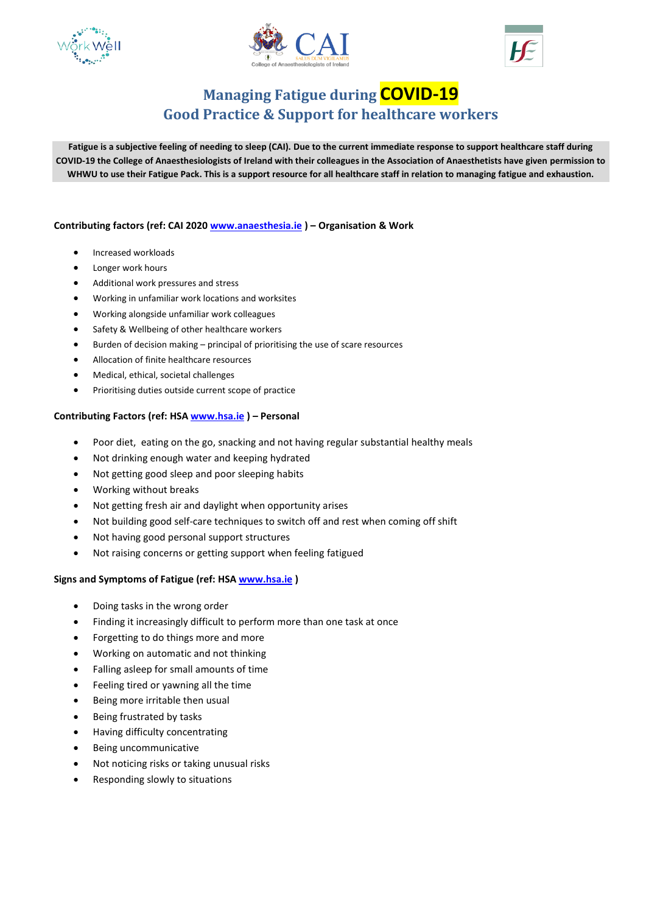# Managing Fatigue during COVID-19
## Good Practice & Support for healthcare workers

**Fatigue is a subjective feeling of needing to sleep (CAI). Due to the current immediate response to support healthcare staff during COVID-19 the College of Anaesthesiologists of Ireland with their colleagues in the Association of Anaesthetists have given permission to WHWU to use their Fatigue Pack. This is a support resource for all healthcare staff in relation to managing fatigue and exhaustion.**

**Contributing factors (ref: CAI 2020 www.anaesthesia.ie ) – Organisation & Work**

- Increased workloads
- Longer work hours
- Additional work pressures and stress
- Working in unfamiliar work locations and worksites
- Working alongside unfamiliar work colleagues
- Safety & Wellbeing of other healthcare workers
- Burden of decision making – principal of prioritising the use of scare resources
- Allocation of finite healthcare resources
- Medical, ethical, societal challenges
- Prioritising duties outside current scope of practice

**Contributing Factors (ref: HSA www.hsa.ie ) – Personal**

- Poor diet, eating on the go, snacking and not having regular substantial healthy meals
- Not drinking enough water and keeping hydrated
- Not getting good sleep and poor sleeping habits
- Working without breaks
- Not getting fresh air and daylight when opportunity arises
- Not building good self-care techniques to switch off and rest when coming off shift
- Not having good personal support structures
- Not raising concerns or getting support when feeling fatigued

**Signs and Symptoms of Fatigue (ref: HSA www.hsa.ie )**

- Doing tasks in the wrong order
- Finding it increasingly difficult to perform more than one task at once
- Forgetting to do things more and more
- Working on automatic and not thinking
- Falling asleep for small amounts of time
- Feeling tired or yawning all the time
- Being more irritable then usual
- Being frustrated by tasks
- Having difficulty concentrating
- Being uncommunicative
- Not noticing risks or taking unusual risks
- Responding slowly to situations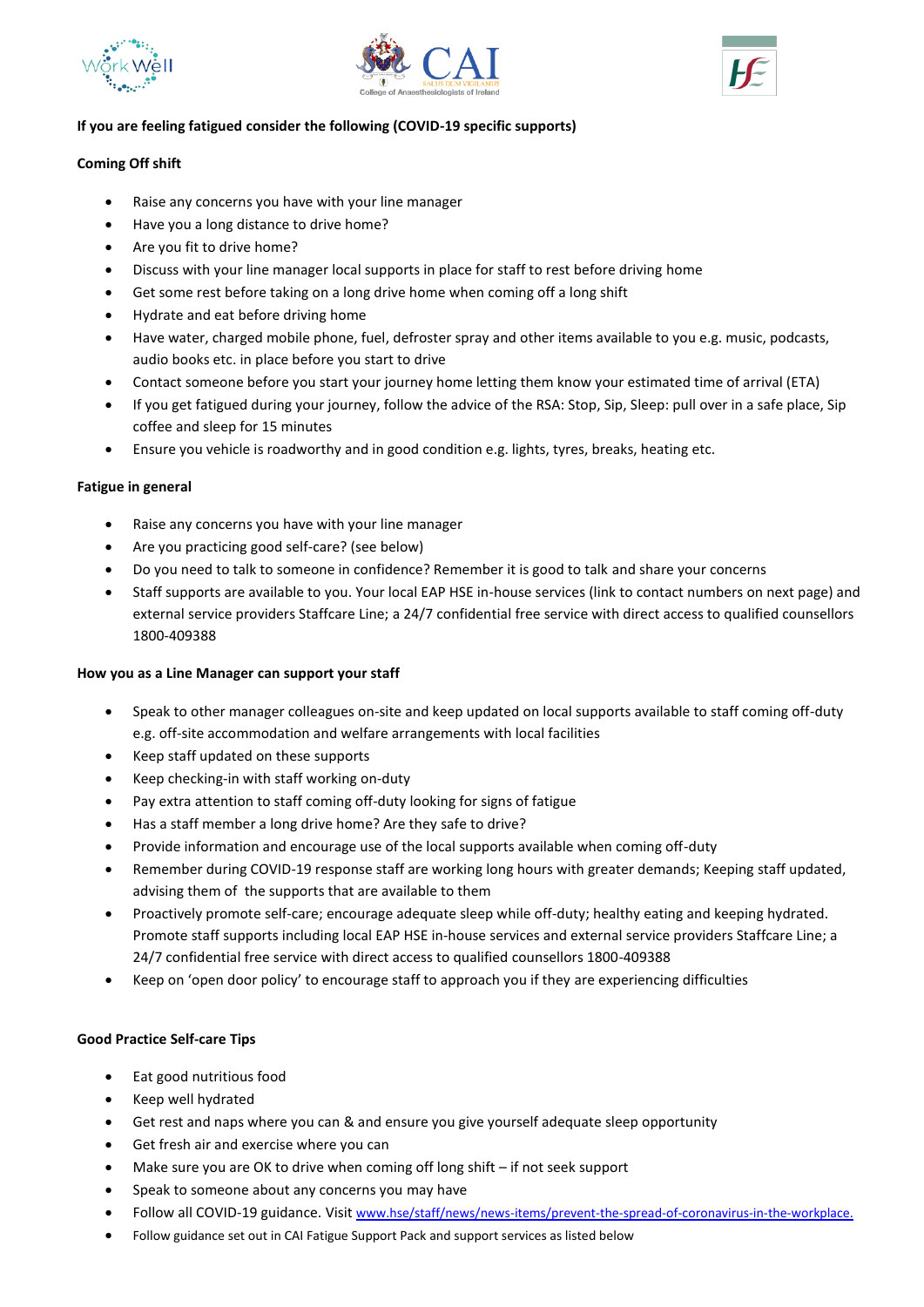**If you are feeling fatigued consider the following (COVID-19 specific supports)**

**Coming Off shift**

- Raise any concerns you have with your line manager
- Have you a long distance to drive home?
- Are you fit to drive home?
- Discuss with your line manager local supports in place for staff to rest before driving home
- Get some rest before taking on a long drive home when coming off a long shift
- Hydrate and eat before driving home
- Have water, charged mobile phone, fuel, defroster spray and other items available to you e.g. music, podcasts, audio books etc. in place before you start to drive
- Contact someone before you start your journey home letting them know your estimated time of arrival (ETA)
- If you get fatigued during your journey, follow the advice of the RSA: Stop, Sip, Sleep: pull over in a safe place, Sip coffee and sleep for 15 minutes
- Ensure you vehicle is roadworthy and in good condition e.g. lights, tyres, breaks, heating etc.

**Fatigue in general**

- Raise any concerns you have with your line manager
- Are you practicing good self-care? (see below)
- Do you need to talk to someone in confidence? Remember it is good to talk and share your concerns
- Staff supports are available to you. Your local EAP HSE in-house services (link to contact numbers on next page) and external service providers Staffcare Line; a 24/7 confidential free service with direct access to qualified counsellors 1800-409388

**How you as a Line Manager can support your staff**

- Speak to other manager colleagues on-site and keep updated on local supports available to staff coming off-duty e.g. off-site accommodation and welfare arrangements with local facilities
- Keep staff updated on these supports
- Keep checking-in with staff working on-duty
- Pay extra attention to staff coming off-duty looking for signs of fatigue
- Has a staff member a long drive home? Are they safe to drive?
- Provide information and encourage use of the local supports available when coming off-duty
- Remember during COVID-19 response staff are working long hours with greater demands; Keeping staff updated, advising them of the supports that are available to them
- Proactively promote self-care; encourage adequate sleep while off-duty; healthy eating and keeping hydrated. Promote staff supports including local EAP HSE in-house services and external service providers Staffcare Line; a 24/7 confidential free service with direct access to qualified counsellors 1800-409388
- Keep on 'open door policy' to encourage staff to approach you if they are experiencing difficulties

**Good Practice Self-care Tips**

- Eat good nutritious food
- Keep well hydrated
- Get rest and naps where you can & and ensure you give yourself adequate sleep opportunity
- Get fresh air and exercise where you can
- Make sure you are OK to drive when coming off long shift – if not seek support
- Speak to someone about any concerns you may have
- Follow all COVID-19 guidance. Visit [www.hse/staff/news/news-items/prevent-the-spread-of-coronavirus-in-the-workplace.](www.hse/staff/news/news-items/prevent-the-spread-of-coronavirus-in-the-workplace.)
- Follow guidance set out in CAI Fatigue Support Pack and support services as listed below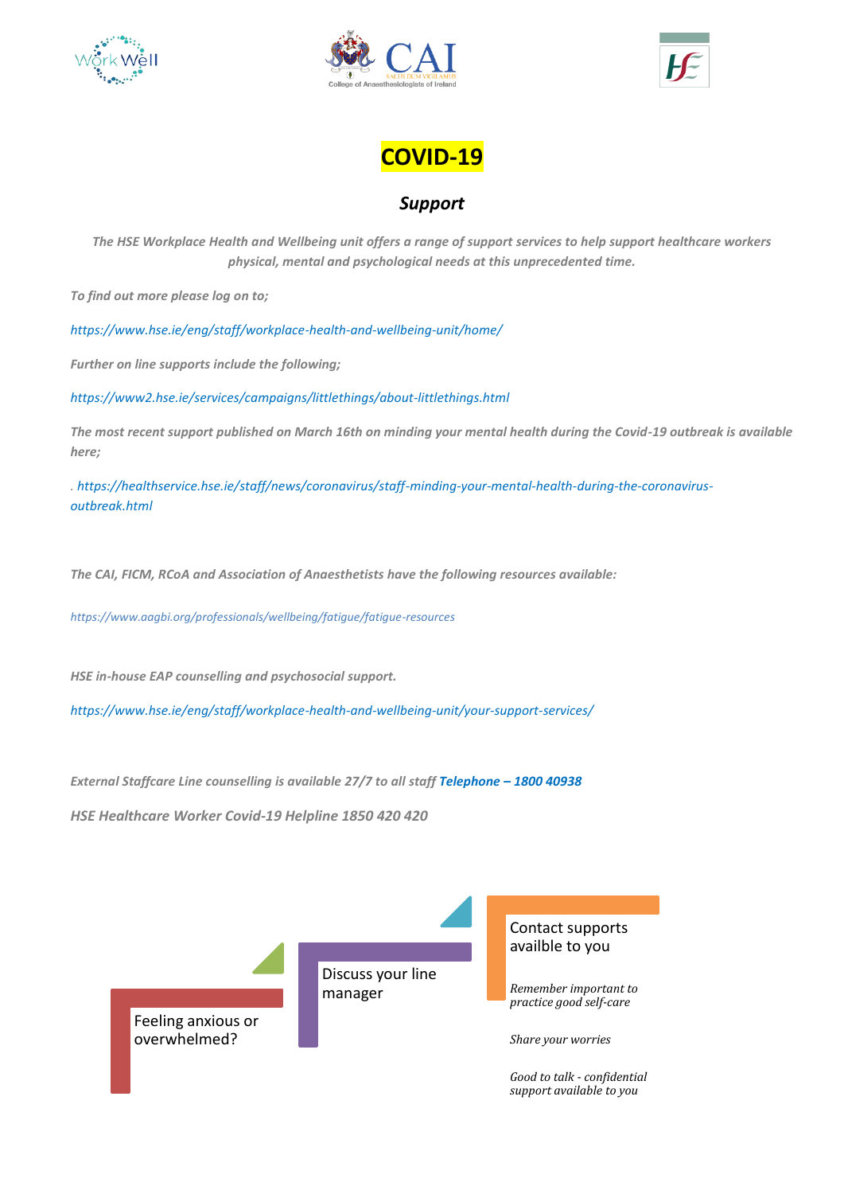# COVID-19

## *Support*

*The HSE Workplace Health and Wellbeing unit offers a range of support services to help support healthcare workers physical, mental and psychological needs at this unprecedented time.*

*To find out more please log on to;*

*https://www.hse.ie/eng/staff/workplace-health-and-wellbeing-unit/home/*

*Further on line supports include the following;*

*https://www2.hse.ie/services/campaigns/littlethings/about-littlethings.html*

*The most recent support published on March 16th on minding your mental health during the Covid-19 outbreak is available here;*

*. https://healthservice.hse.ie/staff/news/coronavirus/staff-minding-your-mental-health-during-the-coronavirus-outbreak.html*

*The CAI, FICM, RCoA and Association of Anaesthetists have the following resources available:*

*https://www.aagbi.org/professionals/wellbeing/fatigue/fatigue-resources*

*HSE in-house EAP counselling and psychosocial support.*

*https://www.hse.ie/eng/staff/workplace-health-and-wellbeing-unit/your-support-services/*

*External Staffcare Line counselling is available 27/7 to all staff* ***Telephone – 1800 40938***

***HSE Healthcare Worker Covid-19 Helpline 1850 420 420***

Feeling anxious or overwhelmed?

Discuss your line manager

Contact supports availble to you

*Remember important to practice good self-care*

*Share your worries*

*Good to talk - confidential support available to you*